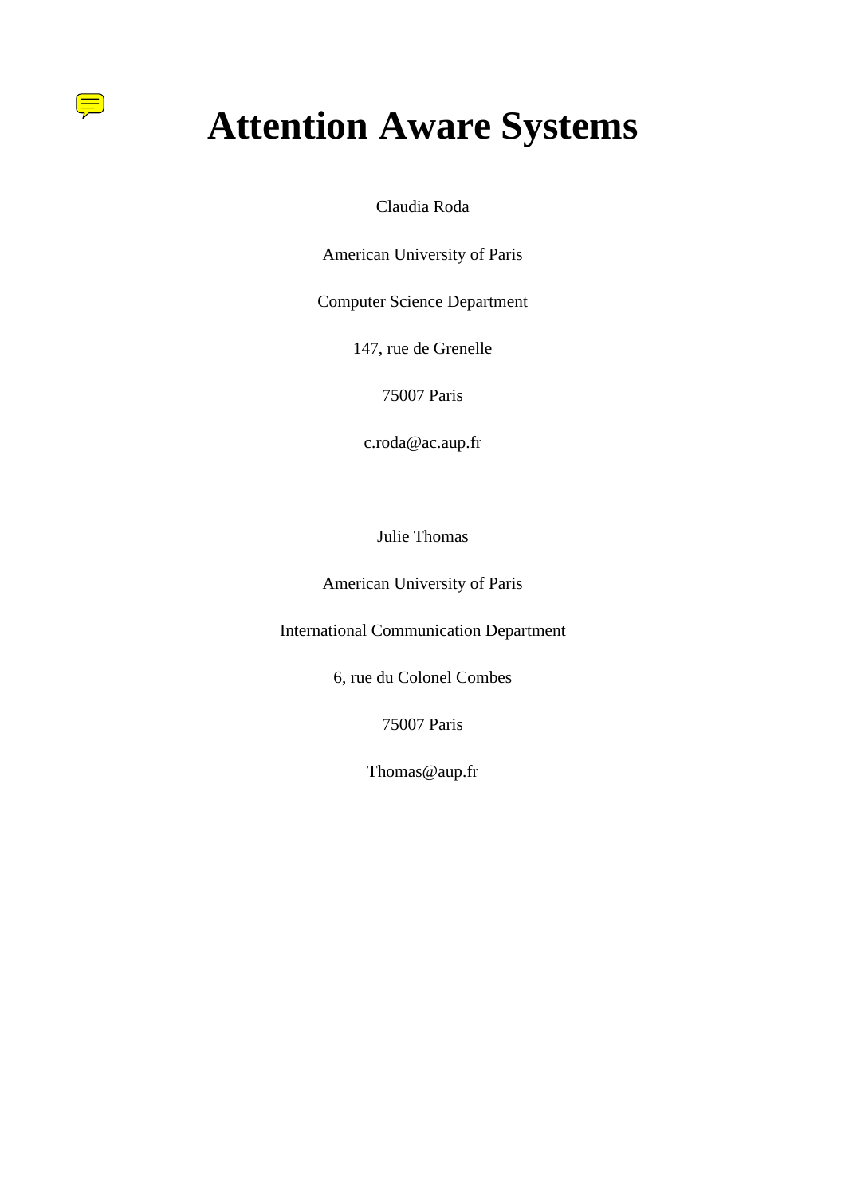# Attention Aware Systems

Claudia Roda

American University of Paris

Computer Science Department

147, rue de Grenelle

75007 Paris

c.roda@ac.aup.fr

Julie Thomas

American University of Paris

International Communication Department

6, rue du Colonel Combes

75007 Paris

Thomas@aup.fr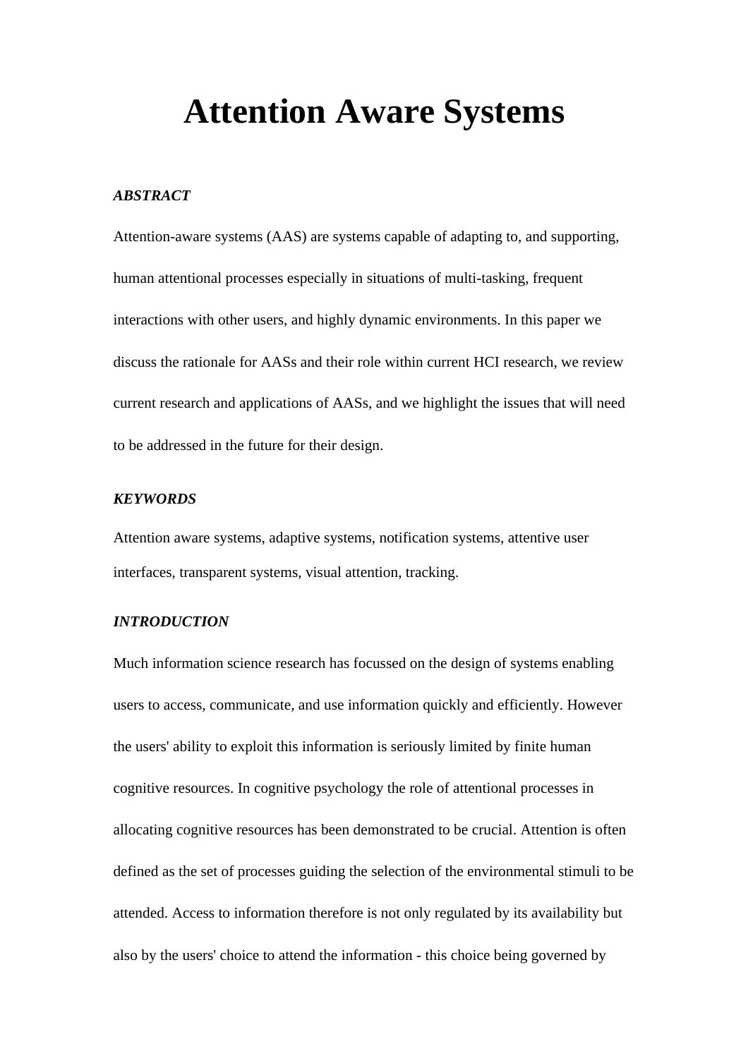# Attention Aware Systems

***ABSTRACT***

Attention-aware systems (AAS) are systems capable of adapting to, and supporting, human attentional processes especially in situations of multi-tasking, frequent interactions with other users, and highly dynamic environments. In this paper we discuss the rationale for AASs and their role within current HCI research, we review current research and applications of AASs, and we highlight the issues that will need to be addressed in the future for their design.

***KEYWORDS***

Attention aware systems, adaptive systems, notification systems, attentive user interfaces, transparent systems, visual attention, tracking.

***INTRODUCTION***

Much information science research has focussed on the design of systems enabling users to access, communicate, and use information quickly and efficiently. However the users' ability to exploit this information is seriously limited by finite human cognitive resources. In cognitive psychology the role of attentional processes in allocating cognitive resources has been demonstrated to be crucial. Attention is often defined as the set of processes guiding the selection of the environmental stimuli to be attended. Access to information therefore is not only regulated by its availability but also by the users' choice to attend the information - this choice being governed by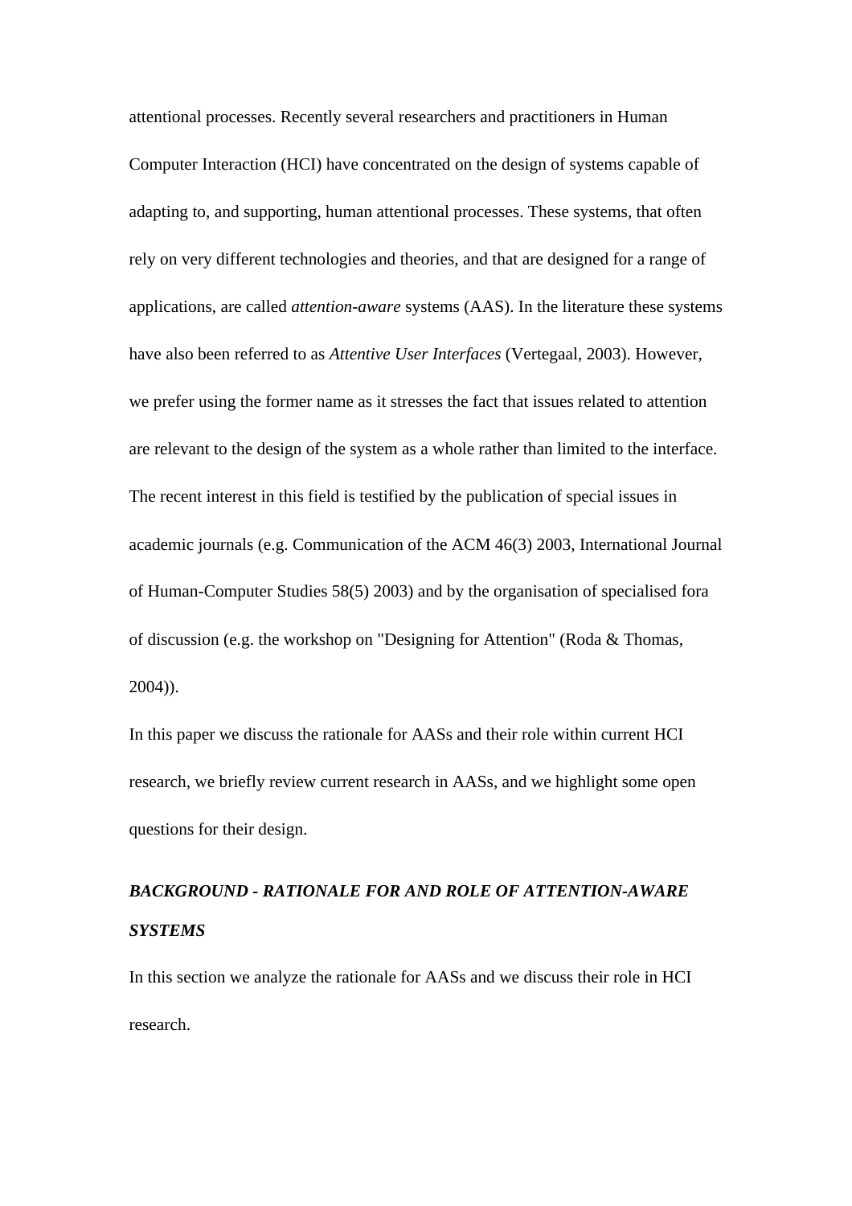attentional processes. Recently several researchers and practitioners in Human Computer Interaction (HCI) have concentrated on the design of systems capable of adapting to, and supporting, human attentional processes. These systems, that often rely on very different technologies and theories, and that are designed for a range of applications, are called *attention-aware* systems (AAS). In the literature these systems have also been referred to as *Attentive User Interfaces* (Vertegaal, 2003). However, we prefer using the former name as it stresses the fact that issues related to attention are relevant to the design of the system as a whole rather than limited to the interface. The recent interest in this field is testified by the publication of special issues in academic journals (e.g. Communication of the ACM 46(3) 2003, International Journal of Human-Computer Studies 58(5) 2003) and by the organisation of specialised fora of discussion (e.g. the workshop on "Designing for Attention" (Roda & Thomas, 2004)).

In this paper we discuss the rationale for AASs and their role within current HCI research, we briefly review current research in AASs, and we highlight some open questions for their design.

## *BACKGROUND - RATIONALE FOR AND ROLE OF ATTENTION-AWARE SYSTEMS*

In this section we analyze the rationale for AASs and we discuss their role in HCI research.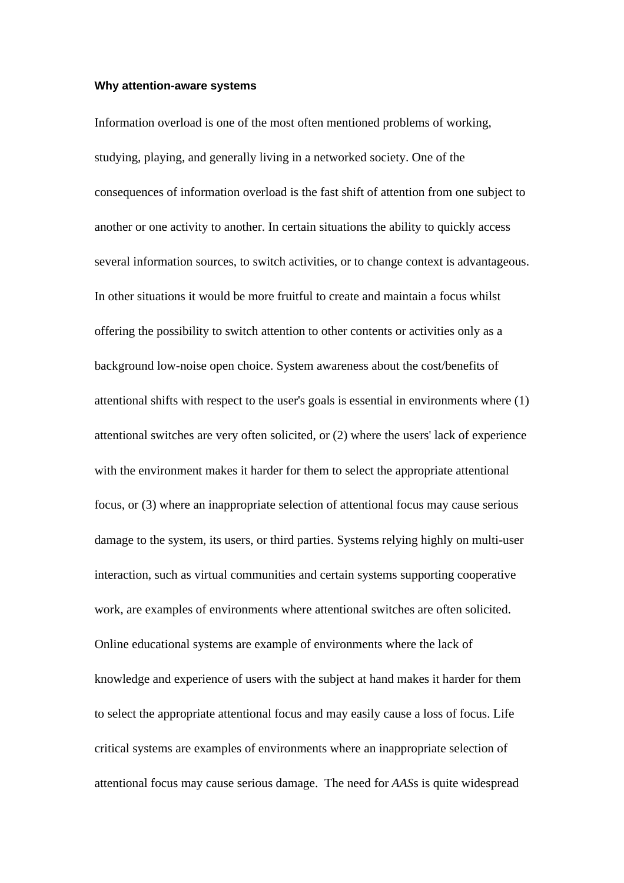### Why attention-aware systems

Information overload is one of the most often mentioned problems of working, studying, playing, and generally living in a networked society. One of the consequences of information overload is the fast shift of attention from one subject to another or one activity to another. In certain situations the ability to quickly access several information sources, to switch activities, or to change context is advantageous. In other situations it would be more fruitful to create and maintain a focus whilst offering the possibility to switch attention to other contents or activities only as a background low-noise open choice. System awareness about the cost/benefits of attentional shifts with respect to the user's goals is essential in environments where (1) attentional switches are very often solicited, or (2) where the users' lack of experience with the environment makes it harder for them to select the appropriate attentional focus, or (3) where an inappropriate selection of attentional focus may cause serious damage to the system, its users, or third parties. Systems relying highly on multi-user interaction, such as virtual communities and certain systems supporting cooperative work, are examples of environments where attentional switches are often solicited. Online educational systems are example of environments where the lack of knowledge and experience of users with the subject at hand makes it harder for them to select the appropriate attentional focus and may easily cause a loss of focus. Life critical systems are examples of environments where an inappropriate selection of attentional focus may cause serious damage. The need for *AAS*s is quite widespread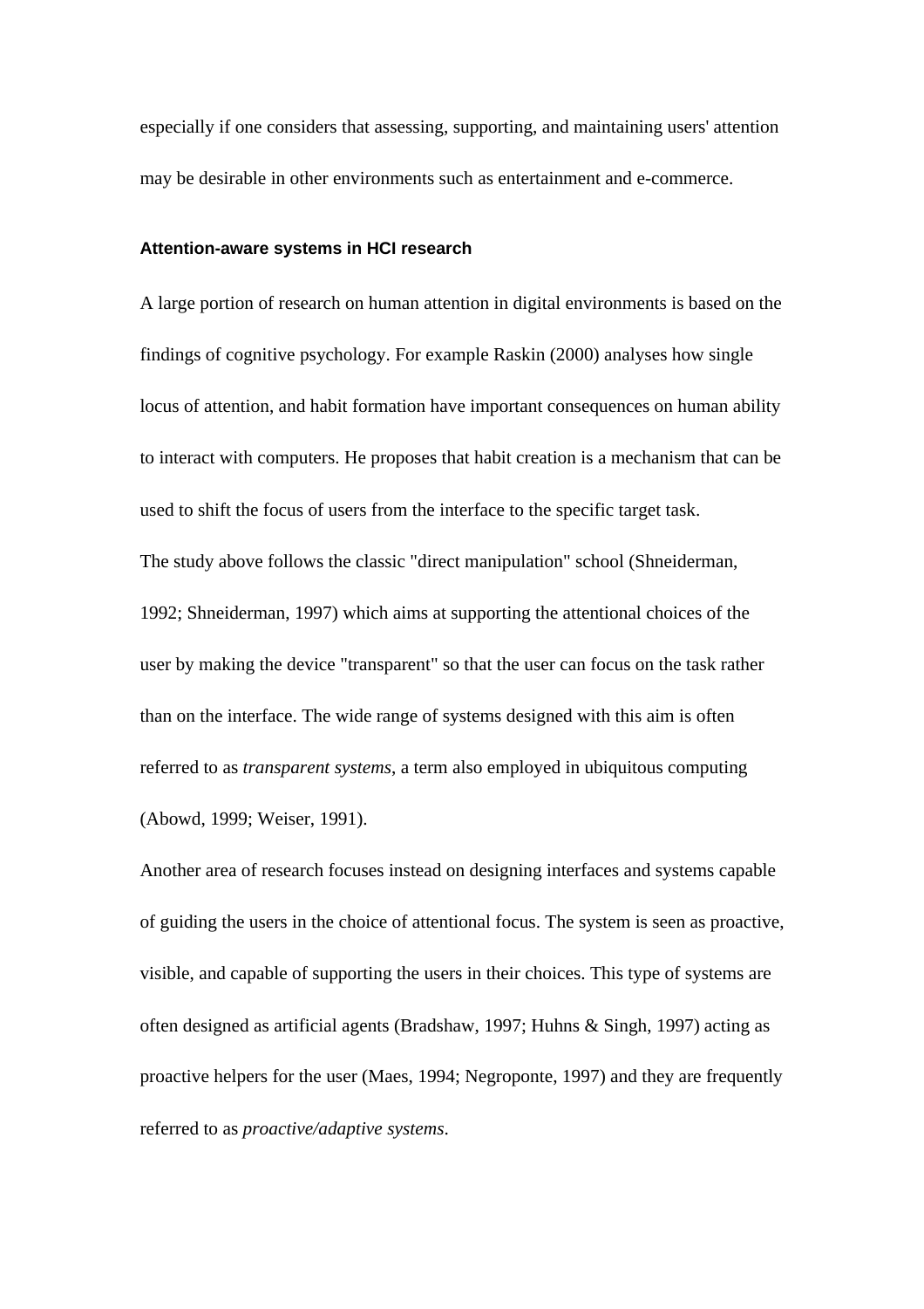especially if one considers that assessing, supporting, and maintaining users' attention may be desirable in other environments such as entertainment and e-commerce.

### Attention-aware systems in HCI research

A large portion of research on human attention in digital environments is based on the findings of cognitive psychology. For example Raskin (2000) analyses how single locus of attention, and habit formation have important consequences on human ability to interact with computers. He proposes that habit creation is a mechanism that can be used to shift the focus of users from the interface to the specific target task.

The study above follows the classic "direct manipulation" school (Shneiderman, 1992; Shneiderman, 1997) which aims at supporting the attentional choices of the user by making the device "transparent" so that the user can focus on the task rather than on the interface. The wide range of systems designed with this aim is often referred to as *transparent systems*, a term also employed in ubiquitous computing (Abowd, 1999; Weiser, 1991).

Another area of research focuses instead on designing interfaces and systems capable of guiding the users in the choice of attentional focus. The system is seen as proactive, visible, and capable of supporting the users in their choices. This type of systems are often designed as artificial agents (Bradshaw, 1997; Huhns & Singh, 1997) acting as proactive helpers for the user (Maes, 1994; Negroponte, 1997) and they are frequently referred to as *proactive/adaptive systems*.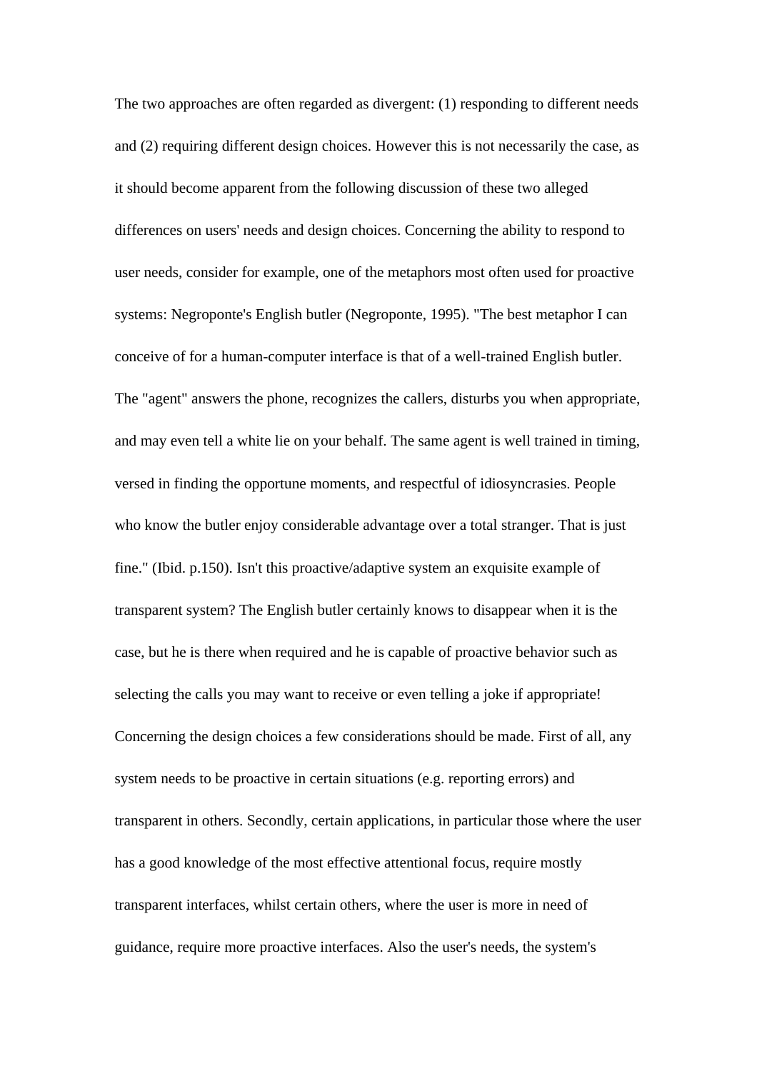The two approaches are often regarded as divergent: (1) responding to different needs and (2) requiring different design choices. However this is not necessarily the case, as it should become apparent from the following discussion of these two alleged differences on users' needs and design choices. Concerning the ability to respond to user needs, consider for example, one of the metaphors most often used for proactive systems: Negroponte's English butler (Negroponte, 1995). "The best metaphor I can conceive of for a human-computer interface is that of a well-trained English butler. The "agent" answers the phone, recognizes the callers, disturbs you when appropriate, and may even tell a white lie on your behalf. The same agent is well trained in timing, versed in finding the opportune moments, and respectful of idiosyncrasies. People who know the butler enjoy considerable advantage over a total stranger. That is just fine." (Ibid. p.150). Isn't this proactive/adaptive system an exquisite example of transparent system? The English butler certainly knows to disappear when it is the case, but he is there when required and he is capable of proactive behavior such as selecting the calls you may want to receive or even telling a joke if appropriate! Concerning the design choices a few considerations should be made. First of all, any system needs to be proactive in certain situations (e.g. reporting errors) and transparent in others. Secondly, certain applications, in particular those where the user has a good knowledge of the most effective attentional focus, require mostly transparent interfaces, whilst certain others, where the user is more in need of guidance, require more proactive interfaces. Also the user's needs, the system's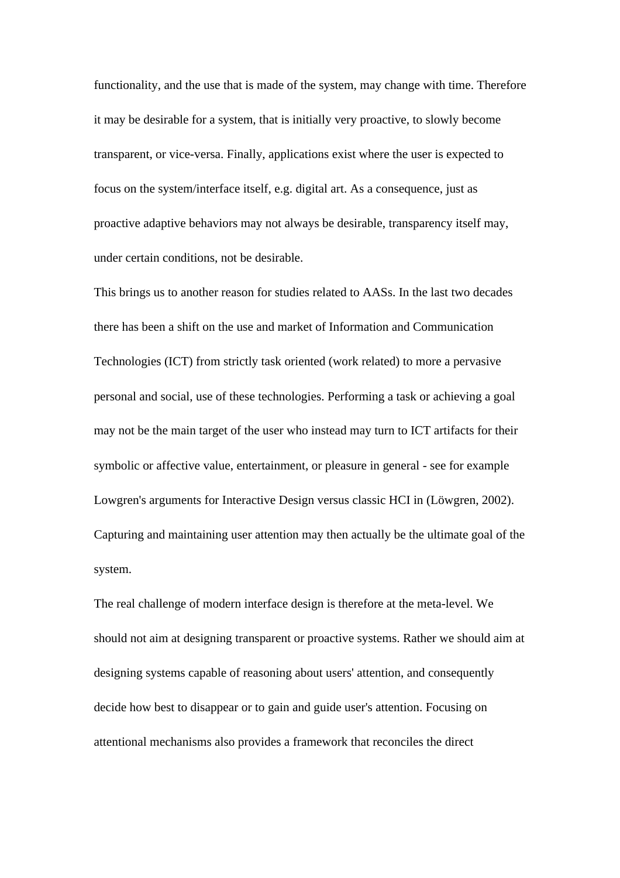functionality, and the use that is made of the system, may change with time. Therefore it may be desirable for a system, that is initially very proactive, to slowly become transparent, or vice-versa. Finally, applications exist where the user is expected to focus on the system/interface itself, e.g. digital art. As a consequence, just as proactive adaptive behaviors may not always be desirable, transparency itself may, under certain conditions, not be desirable.

This brings us to another reason for studies related to AASs. In the last two decades there has been a shift on the use and market of Information and Communication Technologies (ICT) from strictly task oriented (work related) to more a pervasive personal and social, use of these technologies. Performing a task or achieving a goal may not be the main target of the user who instead may turn to ICT artifacts for their symbolic or affective value, entertainment, or pleasure in general - see for example Lowgren's arguments for Interactive Design versus classic HCI in (Löwgren, 2002). Capturing and maintaining user attention may then actually be the ultimate goal of the system.

The real challenge of modern interface design is therefore at the meta-level. We should not aim at designing transparent or proactive systems. Rather we should aim at designing systems capable of reasoning about users' attention, and consequently decide how best to disappear or to gain and guide user's attention. Focusing on attentional mechanisms also provides a framework that reconciles the direct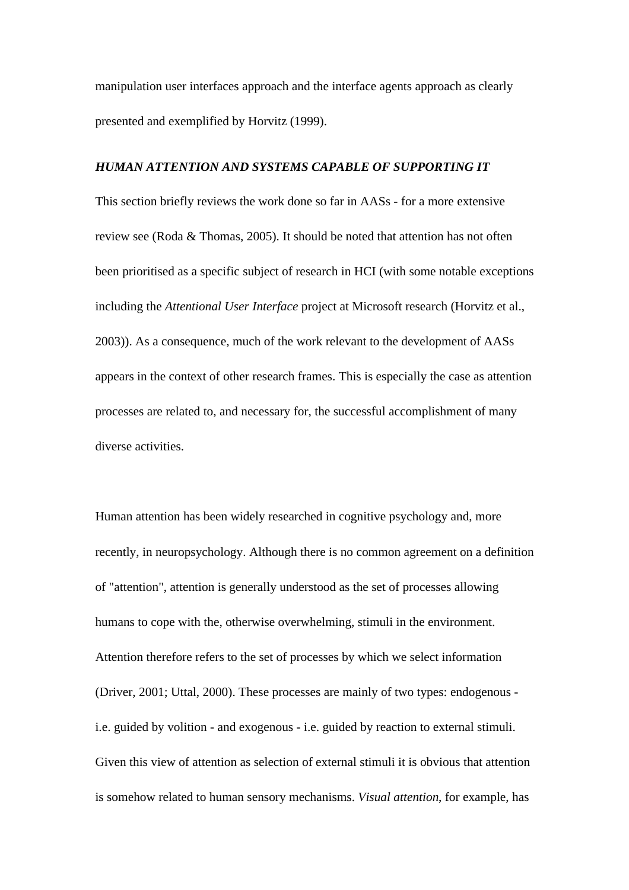manipulation user interfaces approach and the interface agents approach as clearly presented and exemplified by Horvitz (1999).

### ***HUMAN ATTENTION AND SYSTEMS CAPABLE OF SUPPORTING IT***

This section briefly reviews the work done so far in AASs - for a more extensive review see (Roda & Thomas, 2005). It should be noted that attention has not often been prioritised as a specific subject of research in HCI (with some notable exceptions including the *Attentional User Interface* project at Microsoft research (Horvitz et al., 2003)). As a consequence, much of the work relevant to the development of AASs appears in the context of other research frames. This is especially the case as attention processes are related to, and necessary for, the successful accomplishment of many diverse activities.

Human attention has been widely researched in cognitive psychology and, more recently, in neuropsychology. Although there is no common agreement on a definition of "attention", attention is generally understood as the set of processes allowing humans to cope with the, otherwise overwhelming, stimuli in the environment. Attention therefore refers to the set of processes by which we select information (Driver, 2001; Uttal, 2000). These processes are mainly of two types: endogenous - i.e. guided by volition - and exogenous - i.e. guided by reaction to external stimuli. Given this view of attention as selection of external stimuli it is obvious that attention is somehow related to human sensory mechanisms. *Visual attention*, for example, has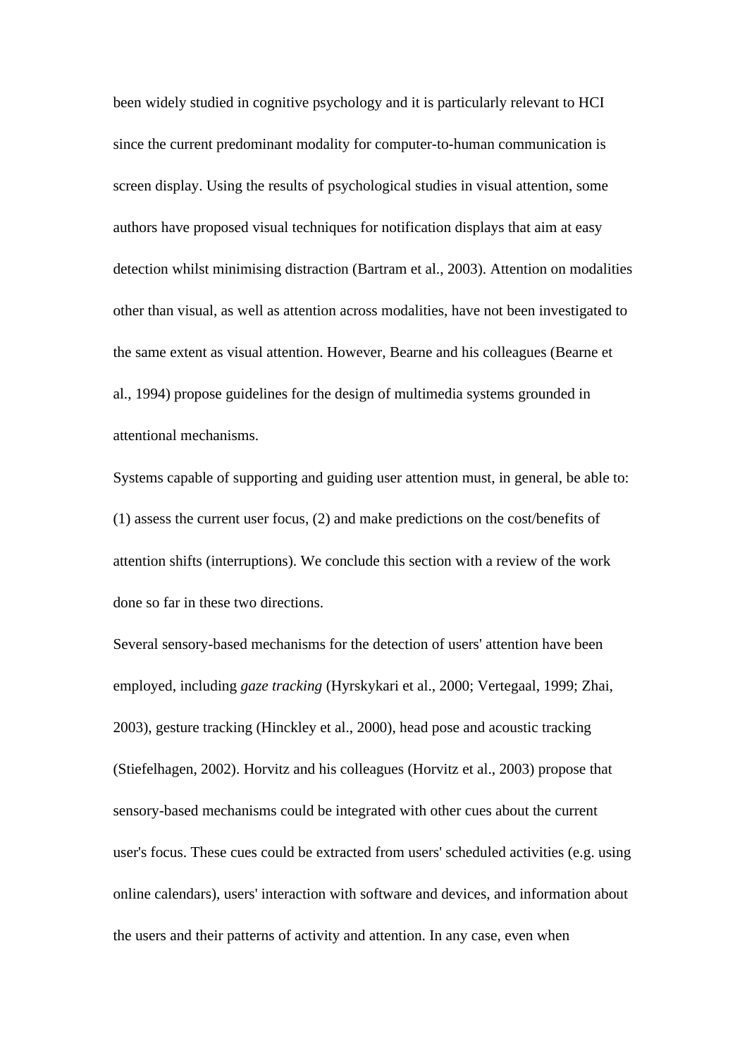been widely studied in cognitive psychology and it is particularly relevant to HCI since the current predominant modality for computer-to-human communication is screen display. Using the results of psychological studies in visual attention, some authors have proposed visual techniques for notification displays that aim at easy detection whilst minimising distraction (Bartram et al., 2003). Attention on modalities other than visual, as well as attention across modalities, have not been investigated to the same extent as visual attention. However, Bearne and his colleagues (Bearne et al., 1994) propose guidelines for the design of multimedia systems grounded in attentional mechanisms.

Systems capable of supporting and guiding user attention must, in general, be able to: (1) assess the current user focus, (2) and make predictions on the cost/benefits of attention shifts (interruptions). We conclude this section with a review of the work done so far in these two directions.

Several sensory-based mechanisms for the detection of users' attention have been employed, including *gaze tracking* (Hyrskykari et al., 2000; Vertegaal, 1999; Zhai, 2003), gesture tracking (Hinckley et al., 2000), head pose and acoustic tracking (Stiefelhagen, 2002). Horvitz and his colleagues (Horvitz et al., 2003) propose that sensory-based mechanisms could be integrated with other cues about the current user's focus. These cues could be extracted from users' scheduled activities (e.g. using online calendars), users' interaction with software and devices, and information about the users and their patterns of activity and attention. In any case, even when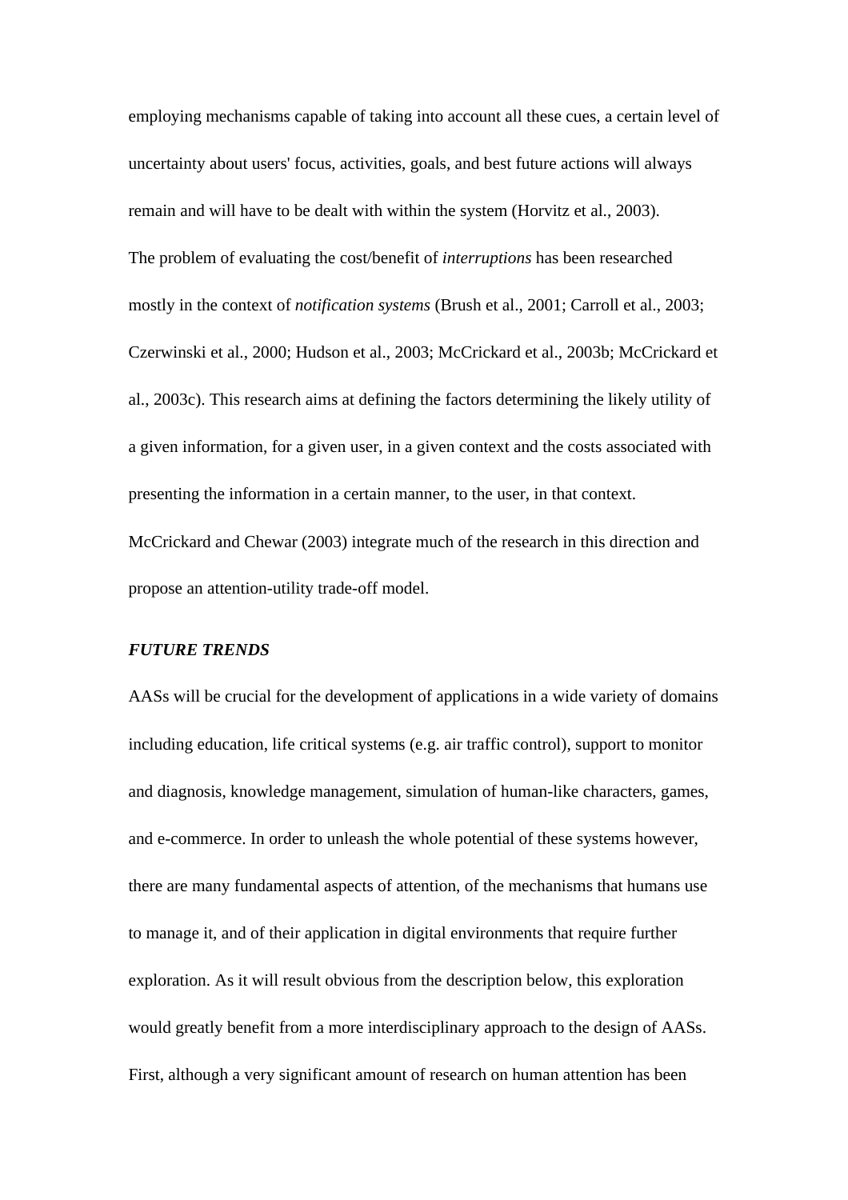employing mechanisms capable of taking into account all these cues, a certain level of uncertainty about users' focus, activities, goals, and best future actions will always remain and will have to be dealt with within the system (Horvitz et al., 2003).

The problem of evaluating the cost/benefit of *interruptions* has been researched mostly in the context of *notification systems* (Brush et al., 2001; Carroll et al., 2003; Czerwinski et al., 2000; Hudson et al., 2003; McCrickard et al., 2003b; McCrickard et al., 2003c). This research aims at defining the factors determining the likely utility of a given information, for a given user, in a given context and the costs associated with presenting the information in a certain manner, to the user, in that context. McCrickard and Chewar (2003) integrate much of the research in this direction and propose an attention-utility trade-off model.

## *FUTURE TRENDS*

AASs will be crucial for the development of applications in a wide variety of domains including education, life critical systems (e.g. air traffic control), support to monitor and diagnosis, knowledge management, simulation of human-like characters, games, and e-commerce. In order to unleash the whole potential of these systems however, there are many fundamental aspects of attention, of the mechanisms that humans use to manage it, and of their application in digital environments that require further exploration. As it will result obvious from the description below, this exploration would greatly benefit from a more interdisciplinary approach to the design of AASs.

First, although a very significant amount of research on human attention has been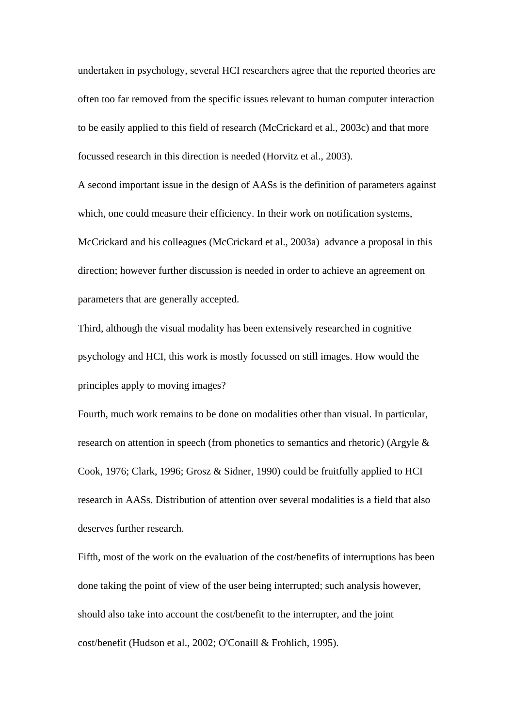undertaken in psychology, several HCI researchers agree that the reported theories are often too far removed from the specific issues relevant to human computer interaction to be easily applied to this field of research (McCrickard et al., 2003c) and that more focussed research in this direction is needed (Horvitz et al., 2003).

A second important issue in the design of AASs is the definition of parameters against which, one could measure their efficiency. In their work on notification systems, McCrickard and his colleagues (McCrickard et al., 2003a) advance a proposal in this direction; however further discussion is needed in order to achieve an agreement on parameters that are generally accepted.

Third, although the visual modality has been extensively researched in cognitive psychology and HCI, this work is mostly focussed on still images. How would the principles apply to moving images?

Fourth, much work remains to be done on modalities other than visual. In particular, research on attention in speech (from phonetics to semantics and rhetoric) (Argyle & Cook, 1976; Clark, 1996; Grosz & Sidner, 1990) could be fruitfully applied to HCI research in AASs. Distribution of attention over several modalities is a field that also deserves further research.

Fifth, most of the work on the evaluation of the cost/benefits of interruptions has been done taking the point of view of the user being interrupted; such analysis however, should also take into account the cost/benefit to the interrupter, and the joint cost/benefit (Hudson et al., 2002; O'Conaill & Frohlich, 1995).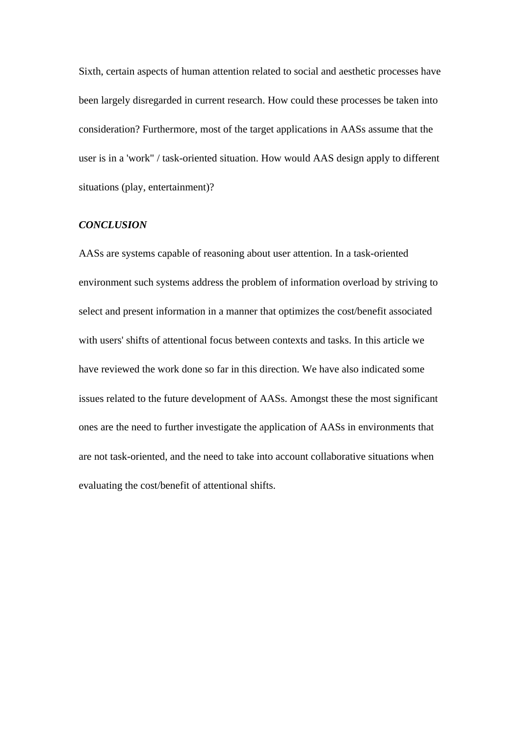Sixth, certain aspects of human attention related to social and aesthetic processes have been largely disregarded in current research. How could these processes be taken into consideration? Furthermore, most of the target applications in AASs assume that the user is in a 'work" / task-oriented situation. How would AAS design apply to different situations (play, entertainment)?

## ***CONCLUSION***

AASs are systems capable of reasoning about user attention. In a task-oriented environment such systems address the problem of information overload by striving to select and present information in a manner that optimizes the cost/benefit associated with users' shifts of attentional focus between contexts and tasks. In this article we have reviewed the work done so far in this direction. We have also indicated some issues related to the future development of AASs. Amongst these the most significant ones are the need to further investigate the application of AASs in environments that are not task-oriented, and the need to take into account collaborative situations when evaluating the cost/benefit of attentional shifts.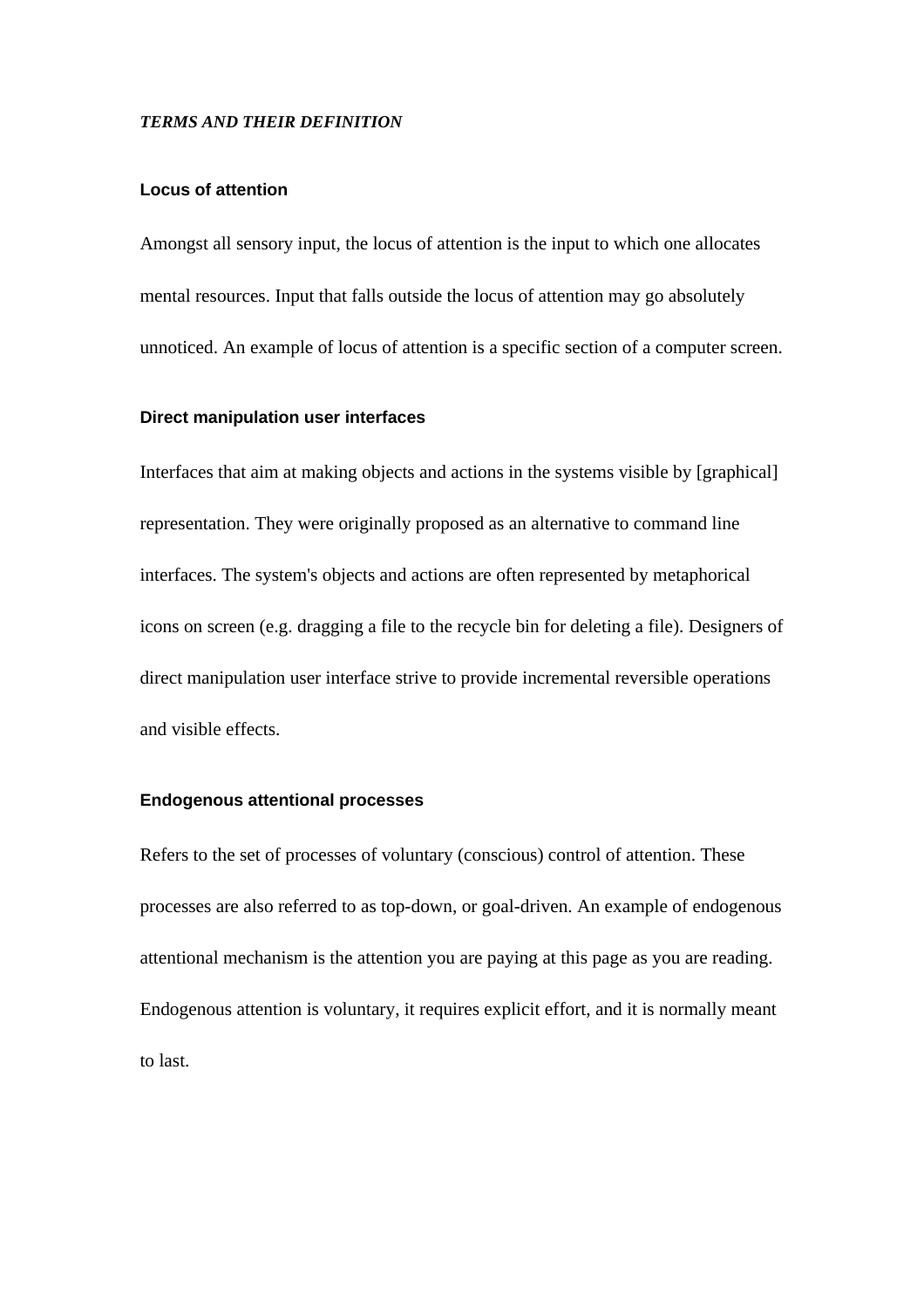***TERMS AND THEIR DEFINITION***

### Locus of attention

Amongst all sensory input, the locus of attention is the input to which one allocates mental resources. Input that falls outside the locus of attention may go absolutely unnoticed. An example of locus of attention is a specific section of a computer screen.

### Direct manipulation user interfaces

Interfaces that aim at making objects and actions in the systems visible by [graphical] representation. They were originally proposed as an alternative to command line interfaces. The system's objects and actions are often represented by metaphorical icons on screen (e.g. dragging a file to the recycle bin for deleting a file). Designers of direct manipulation user interface strive to provide incremental reversible operations and visible effects.

### Endogenous attentional processes

Refers to the set of processes of voluntary (conscious) control of attention. These processes are also referred to as top-down, or goal-driven. An example of endogenous attentional mechanism is the attention you are paying at this page as you are reading. Endogenous attention is voluntary, it requires explicit effort, and it is normally meant to last.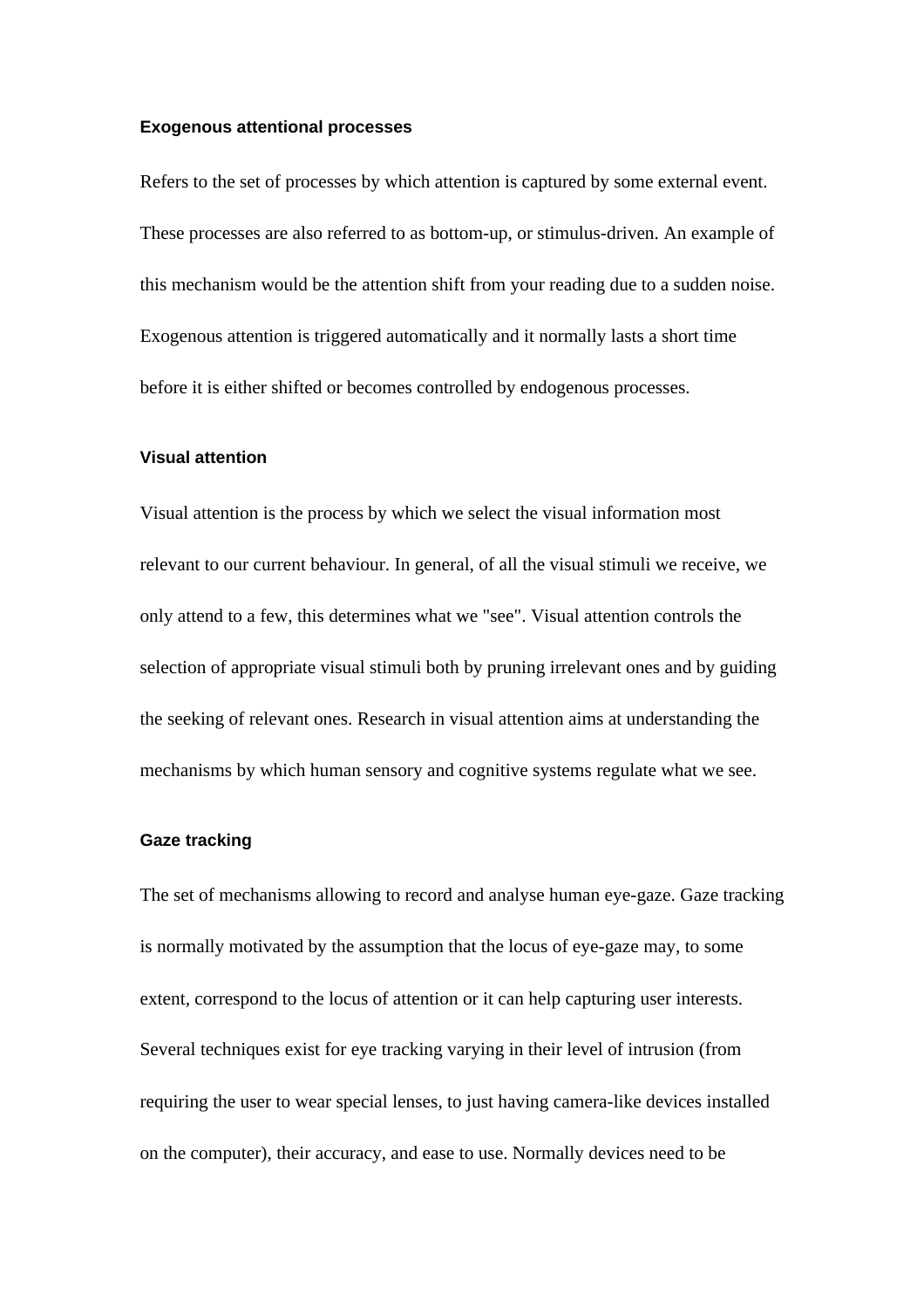**Exogenous attentional processes**

Refers to the set of processes by which attention is captured by some external event. These processes are also referred to as bottom-up, or stimulus-driven. An example of this mechanism would be the attention shift from your reading due to a sudden noise. Exogenous attention is triggered automatically and it normally lasts a short time before it is either shifted or becomes controlled by endogenous processes.

**Visual attention**

Visual attention is the process by which we select the visual information most relevant to our current behaviour. In general, of all the visual stimuli we receive, we only attend to a few, this determines what we "see". Visual attention controls the selection of appropriate visual stimuli both by pruning irrelevant ones and by guiding the seeking of relevant ones. Research in visual attention aims at understanding the mechanisms by which human sensory and cognitive systems regulate what we see.

**Gaze tracking**

The set of mechanisms allowing to record and analyse human eye-gaze. Gaze tracking is normally motivated by the assumption that the locus of eye-gaze may, to some extent, correspond to the locus of attention or it can help capturing user interests. Several techniques exist for eye tracking varying in their level of intrusion (from requiring the user to wear special lenses, to just having camera-like devices installed on the computer), their accuracy, and ease to use. Normally devices need to be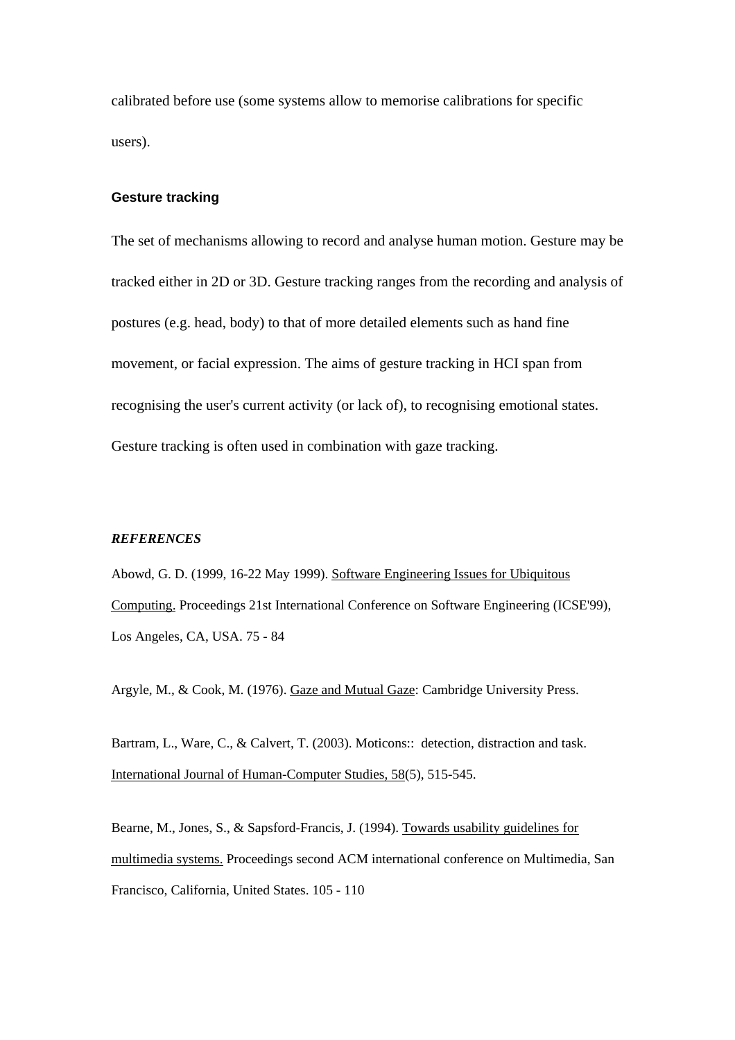calibrated before use (some systems allow to memorise calibrations for specific users).

### Gesture tracking

The set of mechanisms allowing to record and analyse human motion. Gesture may be tracked either in 2D or 3D. Gesture tracking ranges from the recording and analysis of postures (e.g. head, body) to that of more detailed elements such as hand fine movement, or facial expression. The aims of gesture tracking in HCI span from recognising the user's current activity (or lack of), to recognising emotional states. Gesture tracking is often used in combination with gaze tracking.

## *REFERENCES*

Abowd, G. D. (1999, 16-22 May 1999). Software Engineering Issues for Ubiquitous Computing. Proceedings 21st International Conference on Software Engineering (ICSE'99), Los Angeles, CA, USA. 75 - 84

Argyle, M., & Cook, M. (1976). Gaze and Mutual Gaze: Cambridge University Press.

Bartram, L., Ware, C., & Calvert, T. (2003). Moticons:: detection, distraction and task. International Journal of Human-Computer Studies, 58(5), 515-545.

Bearne, M., Jones, S., & Sapsford-Francis, J. (1994). Towards usability guidelines for multimedia systems. Proceedings second ACM international conference on Multimedia, San Francisco, California, United States. 105 - 110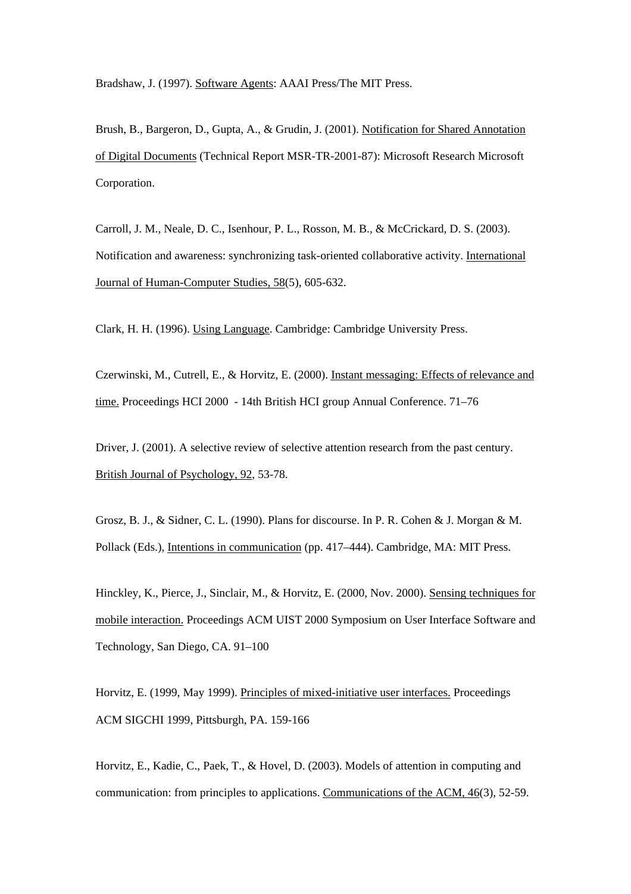Bradshaw, J. (1997). Software Agents: AAAI Press/The MIT Press.

Brush, B., Bargeron, D., Gupta, A., & Grudin, J. (2001). Notification for Shared Annotation of Digital Documents (Technical Report MSR-TR-2001-87): Microsoft Research Microsoft Corporation.

Carroll, J. M., Neale, D. C., Isenhour, P. L., Rosson, M. B., & McCrickard, D. S. (2003). Notification and awareness: synchronizing task-oriented collaborative activity. International Journal of Human-Computer Studies, 58(5), 605-632.

Clark, H. H. (1996). Using Language. Cambridge: Cambridge University Press.

Czerwinski, M., Cutrell, E., & Horvitz, E. (2000). Instant messaging: Effects of relevance and time. Proceedings HCI 2000 - 14th British HCI group Annual Conference. 71–76

Driver, J. (2001). A selective review of selective attention research from the past century. British Journal of Psychology, 92, 53-78.

Grosz, B. J., & Sidner, C. L. (1990). Plans for discourse. In P. R. Cohen & J. Morgan & M. Pollack (Eds.), Intentions in communication (pp. 417–444). Cambridge, MA: MIT Press.

Hinckley, K., Pierce, J., Sinclair, M., & Horvitz, E. (2000, Nov. 2000). Sensing techniques for mobile interaction. Proceedings ACM UIST 2000 Symposium on User Interface Software and Technology, San Diego, CA. 91–100

Horvitz, E. (1999, May 1999). Principles of mixed-initiative user interfaces. Proceedings ACM SIGCHI 1999, Pittsburgh, PA. 159-166

Horvitz, E., Kadie, C., Paek, T., & Hovel, D. (2003). Models of attention in computing and communication: from principles to applications. Communications of the ACM, 46(3), 52-59.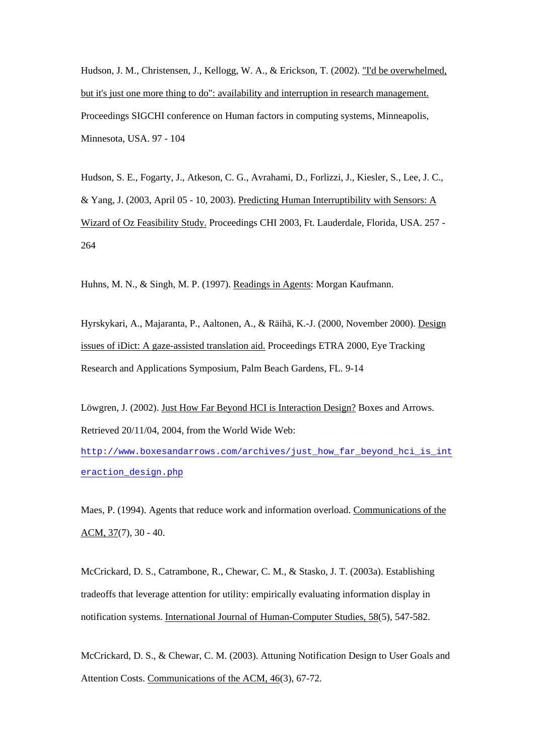Hudson, J. M., Christensen, J., Kellogg, W. A., & Erickson, T. (2002). "I'd be overwhelmed, but it's just one more thing to do": availability and interruption in research management. Proceedings SIGCHI conference on Human factors in computing systems, Minneapolis, Minnesota, USA. 97 - 104

Hudson, S. E., Fogarty, J., Atkeson, C. G., Avrahami, D., Forlizzi, J., Kiesler, S., Lee, J. C., & Yang, J. (2003, April 05 - 10, 2003). Predicting Human Interruptibility with Sensors: A Wizard of Oz Feasibility Study. Proceedings CHI 2003, Ft. Lauderdale, Florida, USA. 257 - 264

Huhns, M. N., & Singh, M. P. (1997). Readings in Agents: Morgan Kaufmann.

Hyrskykari, A., Majaranta, P., Aaltonen, A., & Räihä, K.-J. (2000, November 2000). Design issues of iDict: A gaze-assisted translation aid. Proceedings ETRA 2000, Eye Tracking Research and Applications Symposium, Palm Beach Gardens, FL. 9-14

Löwgren, J. (2002). Just How Far Beyond HCI is Interaction Design? Boxes and Arrows. Retrieved 20/11/04, 2004, from the World Wide Web: http://www.boxesandarrows.com/archives/just_how_far_beyond_hci_is_interaction_design.php

Maes, P. (1994). Agents that reduce work and information overload. Communications of the ACM, 37(7), 30 - 40.

McCrickard, D. S., Catrambone, R., Chewar, C. M., & Stasko, J. T. (2003a). Establishing tradeoffs that leverage attention for utility: empirically evaluating information display in notification systems. International Journal of Human-Computer Studies, 58(5), 547-582.

McCrickard, D. S., & Chewar, C. M. (2003). Attuning Notification Design to User Goals and Attention Costs. Communications of the ACM, 46(3), 67-72.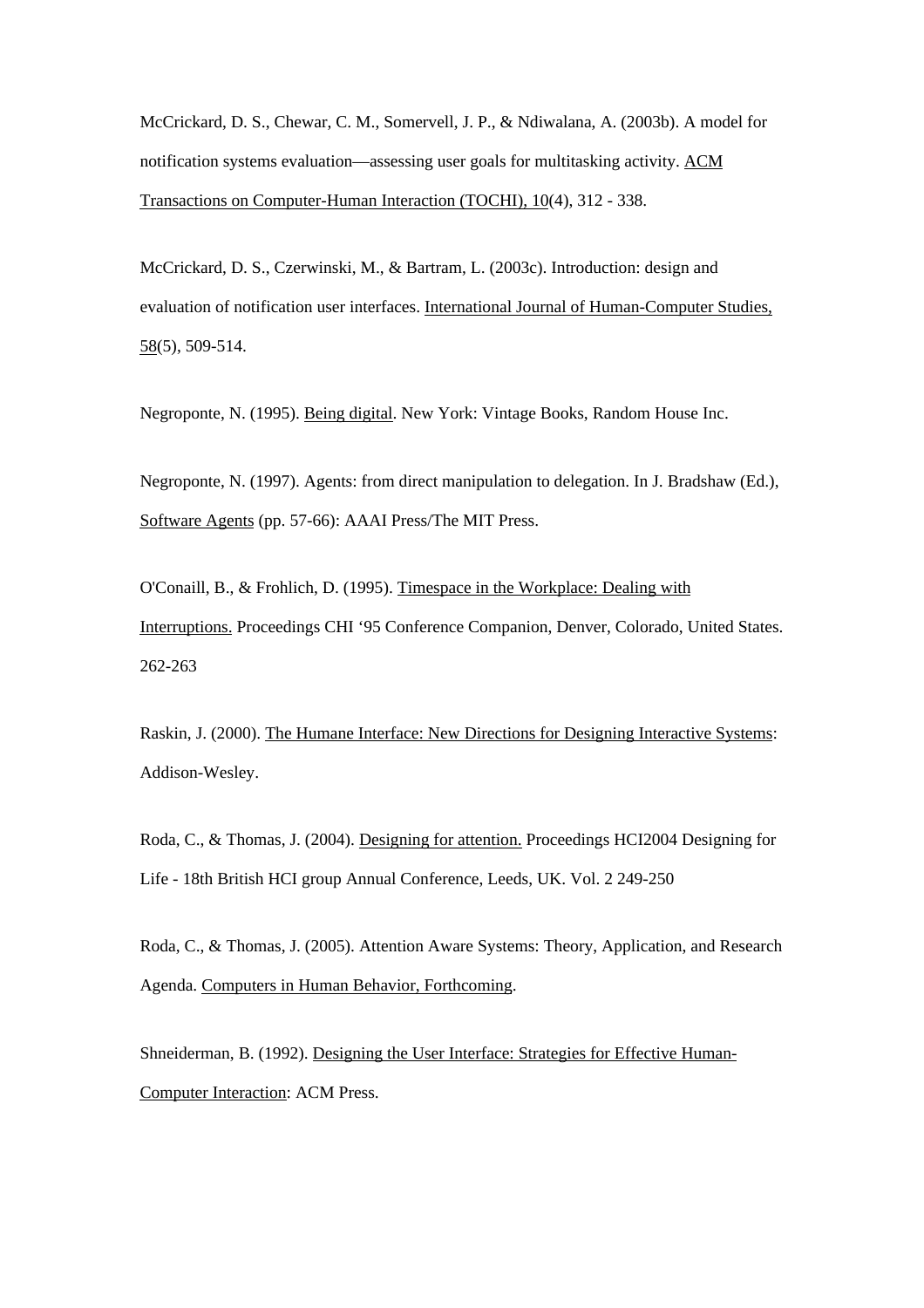McCrickard, D. S., Chewar, C. M., Somervell, J. P., & Ndiwalana, A. (2003b). A model for notification systems evaluation—assessing user goals for multitasking activity. ACM Transactions on Computer-Human Interaction (TOCHI), 10(4), 312 - 338.

McCrickard, D. S., Czerwinski, M., & Bartram, L. (2003c). Introduction: design and evaluation of notification user interfaces. International Journal of Human-Computer Studies, 58(5), 509-514.

Negroponte, N. (1995). Being digital. New York: Vintage Books, Random House Inc.

Negroponte, N. (1997). Agents: from direct manipulation to delegation. In J. Bradshaw (Ed.), Software Agents (pp. 57-66): AAAI Press/The MIT Press.

O'Conaill, B., & Frohlich, D. (1995). Timespace in the Workplace: Dealing with Interruptions. Proceedings CHI '95 Conference Companion, Denver, Colorado, United States. 262-263

Raskin, J. (2000). The Humane Interface: New Directions for Designing Interactive Systems: Addison-Wesley.

Roda, C., & Thomas, J. (2004). Designing for attention. Proceedings HCI2004 Designing for Life - 18th British HCI group Annual Conference, Leeds, UK. Vol. 2 249-250

Roda, C., & Thomas, J. (2005). Attention Aware Systems: Theory, Application, and Research Agenda. Computers in Human Behavior, Forthcoming.

Shneiderman, B. (1992). Designing the User Interface: Strategies for Effective Human-Computer Interaction: ACM Press.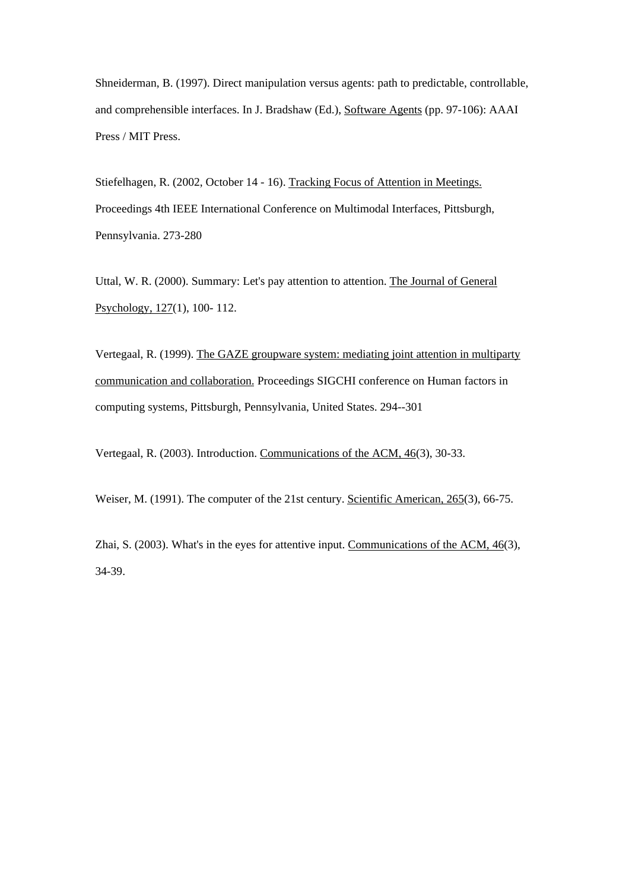Shneiderman, B. (1997). Direct manipulation versus agents: path to predictable, controllable, and comprehensible interfaces. In J. Bradshaw (Ed.), Software Agents (pp. 97-106): AAAI Press / MIT Press.

Stiefelhagen, R. (2002, October 14 - 16). Tracking Focus of Attention in Meetings. Proceedings 4th IEEE International Conference on Multimodal Interfaces, Pittsburgh, Pennsylvania. 273-280

Uttal, W. R. (2000). Summary: Let's pay attention to attention. The Journal of General Psychology, 127(1), 100- 112.

Vertegaal, R. (1999). The GAZE groupware system: mediating joint attention in multiparty communication and collaboration. Proceedings SIGCHI conference on Human factors in computing systems, Pittsburgh, Pennsylvania, United States. 294--301

Vertegaal, R. (2003). Introduction. Communications of the ACM, 46(3), 30-33.

Weiser, M. (1991). The computer of the 21st century. Scientific American, 265(3), 66-75.

Zhai, S. (2003). What's in the eyes for attentive input. Communications of the ACM, 46(3), 34-39.